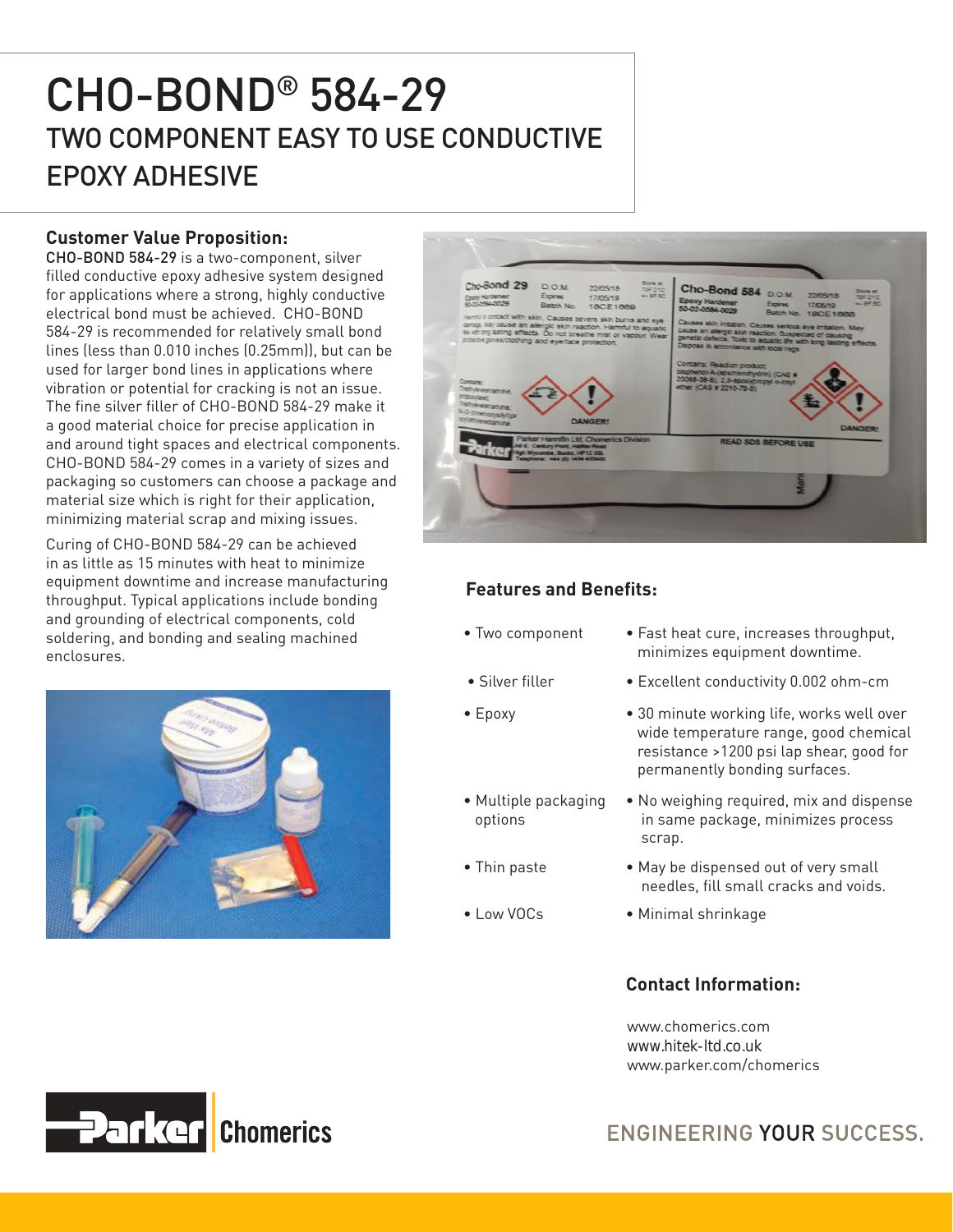# CHO-BOND® 584-29

## TWO COMPONENT EASY TO USE CONDUCTIVE EPOXY ADHESIVE

### Customer Value Proposition:

CHO-BOND 584-29 is a two-component, silver filled conductive epoxy adhesive system designed for applications where a strong, highly conductive electrical bond must be achieved. CHO-BOND 584-29 is recommended for relatively small bond lines (less than 0.010 inches (0.25mm)), but can be used for larger bond lines in applications where vibration or potential for cracking is not an issue. The fine silver filler of CHO-BOND 584-29 make it a good material choice for precise application in and around tight spaces and electrical components. CHO-BOND 584-29 comes in a variety of sizes and packaging so customers can choose a package and material size which is right for their application, minimizing material scrap and mixing issues.

Curing of CHO-BOND 584-29 can be achieved in as little as 15 minutes with heat to minimize equipment downtime and increase manufacturing throughput. Typical applications include bonding and grounding of electrical components, cold soldering, and bonding and sealing machined enclosures.

### Features and Benefits:

| Feature | Benefit |
| --- | --- |
| Two component | Fast heat cure, increases throughput, minimizes equipment downtime. |
| Silver filler | Excellent conductivity 0.002 ohm-cm |
| Epoxy | 30 minute working life, works well over wide temperature range, good chemical resistance >1200 psi lap shear, good for permanently bonding surfaces. |
| Multiple packaging options | No weighing required, mix and dispense in same package, minimizes process scrap. |
| Thin paste | May be dispensed out of very small needles, fill small cracks and voids. |
| Low VOCs | Minimal shrinkage |

### Contact Information:

www.chomerics.com
www.hitek-ltd.co.uk
www.parker.com/chomerics

Parker Chomerics

ENGINEERING YOUR SUCCESS.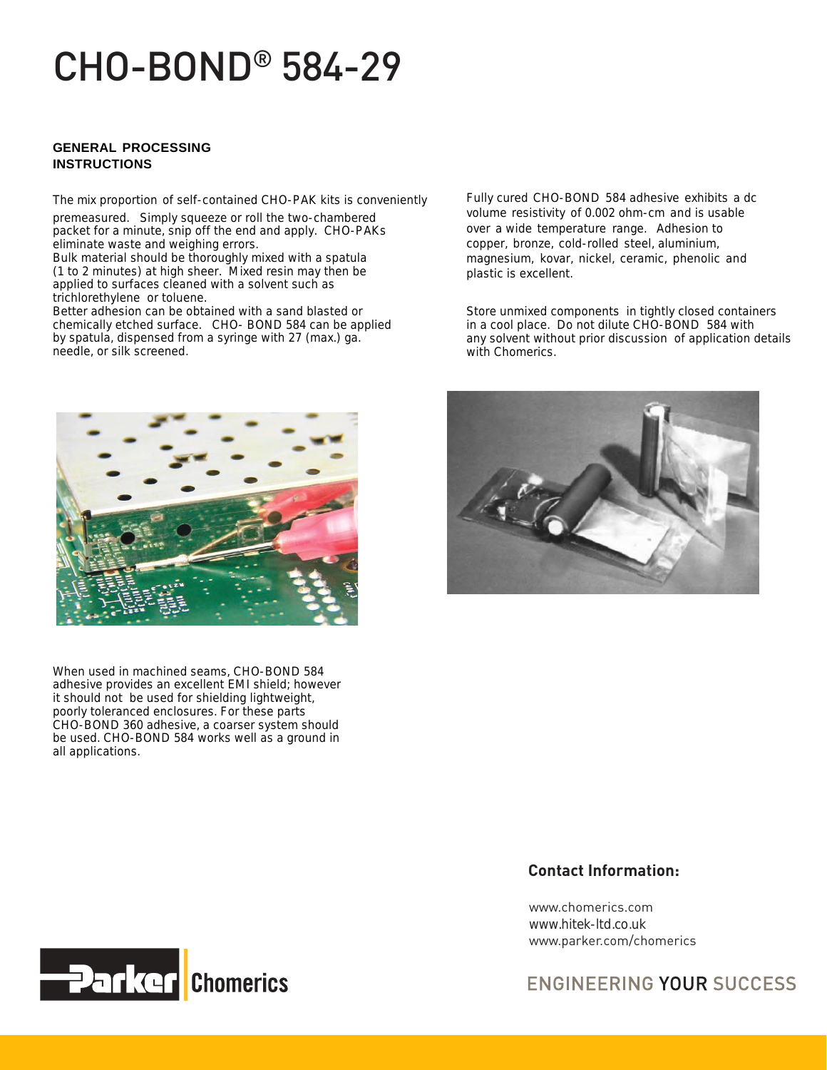# CHO-BOND® 584-29

### GENERAL PROCESSING INSTRUCTIONS

The mix proportion of self-contained CHO-PAK kits is conveniently premeasured. Simply squeeze or roll the two-chambered packet for a minute, snip off the end and apply. CHO-PAKs eliminate waste and weighing errors.
Bulk material should be thoroughly mixed with a spatula (1 to 2 minutes) at high sheer. Mixed resin may then be applied to surfaces cleaned with a solvent such as trichlorethylene or toluene.
Better adhesion can be obtained with a sand blasted or chemically etched surface. CHO- BOND 584 can be applied by spatula, dispensed from a syringe with 27 (max.) ga. needle, or silk screened.

Fully cured CHO-BOND 584 adhesive exhibits a dc volume resistivity of 0.002 ohm-cm and is usable over a wide temperature range. Adhesion to copper, bronze, cold-rolled steel, aluminium, magnesium, kovar, nickel, ceramic, phenolic and plastic is excellent.

Store unmixed components in tightly closed containers in a cool place. Do not dilute CHO-BOND 584 with any solvent without prior discussion of application details with Chomerics.

When used in machined seams, CHO-BOND 584 adhesive provides an excellent EMI shield; however it should not be used for shielding lightweight, poorly toleranced enclosures. For these parts CHO-BOND 360 adhesive, a coarser system should be used. CHO-BOND 584 works well as a ground in all applications.

**Contact Information:**

www.chomerics.com
www.hitek-ltd.co.uk
www.parker.com/chomerics

Parker Chomerics

ENGINEERING YOUR SUCCESS